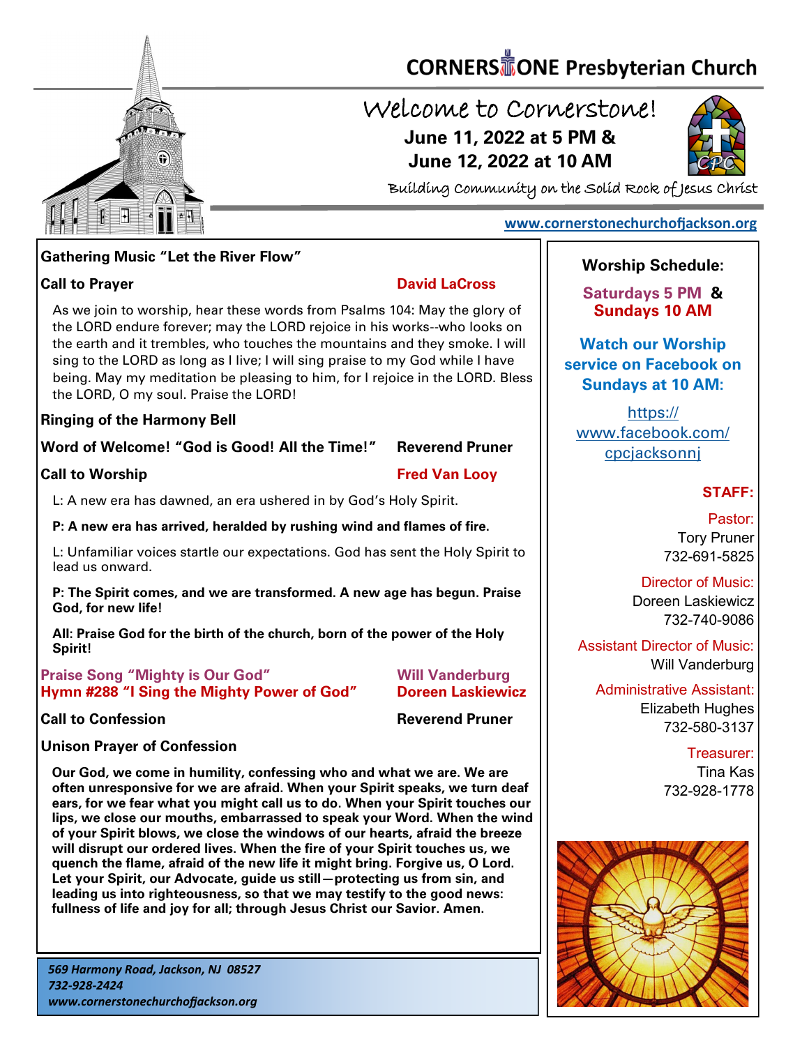# CORNERSTONE Presbyterian Church

## Welcome to Cornerstone!

**June 11, 2022 at 5 PM &**
**June 12, 2022 at 10 AM**

Building Community on the Solid Rock of Jesus Christ

www.cornerstonechurchofjackson.org

**Gathering Music "Let the River Flow"**

**Call to Prayer** — **David LaCross**

As we join to worship, hear these words from Psalms 104: May the glory of the LORD endure forever; may the LORD rejoice in his works--who looks on the earth and it trembles, who touches the mountains and they smoke. I will sing to the LORD as long as I live; I will sing praise to my God while I have being. May my meditation be pleasing to him, for I rejoice in the LORD. Bless the LORD, O my soul. Praise the LORD!

**Ringing of the Harmony Bell**

**Word of Welcome! "God is Good! All the Time!"** — **Reverend Pruner**

**Call to Worship** — **Fred Van Looy**

L: A new era has dawned, an era ushered in by God's Holy Spirit.

**P: A new era has arrived, heralded by rushing wind and flames of fire.**

L: Unfamiliar voices startle our expectations. God has sent the Holy Spirit to lead us onward.

**P: The Spirit comes, and we are transformed. A new age has begun. Praise God, for new life!**

**All: Praise God for the birth of the church, born of the power of the Holy Spirit!**

**Praise Song "Mighty is Our God"** — **Will Vanderburg**
**Hymn #288 "I Sing the Mighty Power of God"** — **Doreen Laskiewicz**

**Call to Confession** — **Reverend Pruner**

**Unison Prayer of Confession**

**Our God, we come in humility, confessing who and what we are. We are often unresponsive for we are afraid. When your Spirit speaks, we turn deaf ears, for we fear what you might call us to do. When your Spirit touches our lips, we close our mouths, embarrassed to speak your Word. When the wind of your Spirit blows, we close the windows of our hearts, afraid the breeze will disrupt our ordered lives. When the fire of your Spirit touches us, we quench the flame, afraid of the new life it might bring. Forgive us, O Lord. Let your Spirit, our Advocate, guide us still—protecting us from sin, and leading us into righteousness, so that we may testify to the good news: fullness of life and joy for all; through Jesus Christ our Savior. Amen.**

*569 Harmony Road, Jackson, NJ 08527*
*732-928-2424*
*www.cornerstonechurchofjackson.org*

**Worship Schedule:**

**Saturdays 5 PM & Sundays 10 AM**

**Watch our Worship service on Facebook on Sundays at 10 AM:**

https://www.facebook.com/cpcjacksonnj

**STAFF:**

Pastor:
Tory Pruner
732-691-5825

Director of Music:
Doreen Laskiewicz
732-740-9086

Assistant Director of Music:
Will Vanderburg

Administrative Assistant:
Elizabeth Hughes
732-580-3137

Treasurer:
Tina Kas
732-928-1778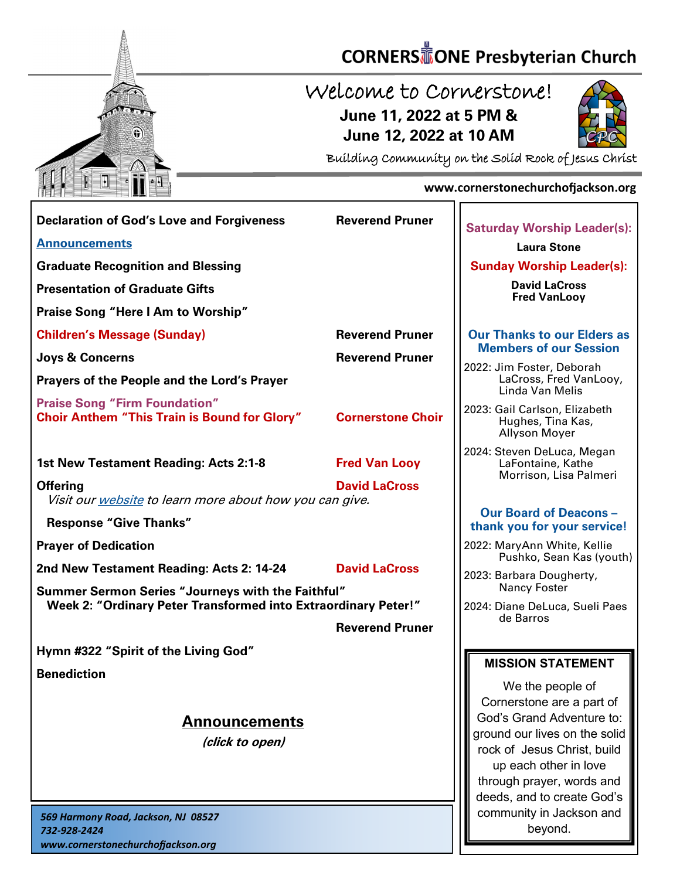# CORNERSTONE Presbyterian Church

## Welcome to Cornerstone!

**June 11, 2022 at 5 PM &**
**June 12, 2022 at 10 AM**

Building Community on the Solid Rock of Jesus Christ

**www.cornerstonechurchofjackson.org**

**Declaration of God's Love and Forgiveness** — **Reverend Pruner**

**Announcements**

**Graduate Recognition and Blessing**

**Presentation of Graduate Gifts**

**Praise Song "Here I Am to Worship"**

**Children's Message (Sunday)** — **Reverend Pruner**

**Joys & Concerns** — **Reverend Pruner**

**Prayers of the People and the Lord's Prayer**

**Praise Song "Firm Foundation"**
**Choir Anthem "This Train is Bound for Glory"** — **Cornerstone Choir**

**1st New Testament Reading: Acts 2:1-8** — **Fred Van Looy**

**Offering** — **David LaCross**
*Visit our website to learn more about how you can give.*

**Response "Give Thanks"**

**Prayer of Dedication**

**2nd New Testament Reading: Acts 2: 14-24** — **David LaCross**

**Summer Sermon Series "Journeys with the Faithful"**
**Week 2: "Ordinary Peter Transformed into Extraordinary Peter!"**

**Reverend Pruner**

**Hymn #322 "Spirit of the Living God"**

**Benediction**

**Announcements**
***(click to open)***

**Saturday Worship Leader(s):**
**Laura Stone**

**Sunday Worship Leader(s):**
**David LaCross**
**Fred VanLooy**

**Our Thanks to our Elders as Members of our Session**

2022: Jim Foster, Deborah LaCross, Fred VanLooy, Linda Van Melis

2023: Gail Carlson, Elizabeth Hughes, Tina Kas, Allyson Moyer

2024: Steven DeLuca, Megan LaFontaine, Kathe Morrison, Lisa Palmeri

**Our Board of Deacons – thank you for your service!**

2022: MaryAnn White, Kellie Pushko, Sean Kas (youth)

2023: Barbara Dougherty, Nancy Foster

2024: Diane DeLuca, Sueli Paes de Barros

**MISSION STATEMENT**

We the people of Cornerstone are a part of God's Grand Adventure to: ground our lives on the solid rock of Jesus Christ, build up each other in love through prayer, words and deeds, and to create God's community in Jackson and beyond.

*569 Harmony Road, Jackson, NJ 08527*
*732-928-2424*
*www.cornerstonechurchofjackson.org*